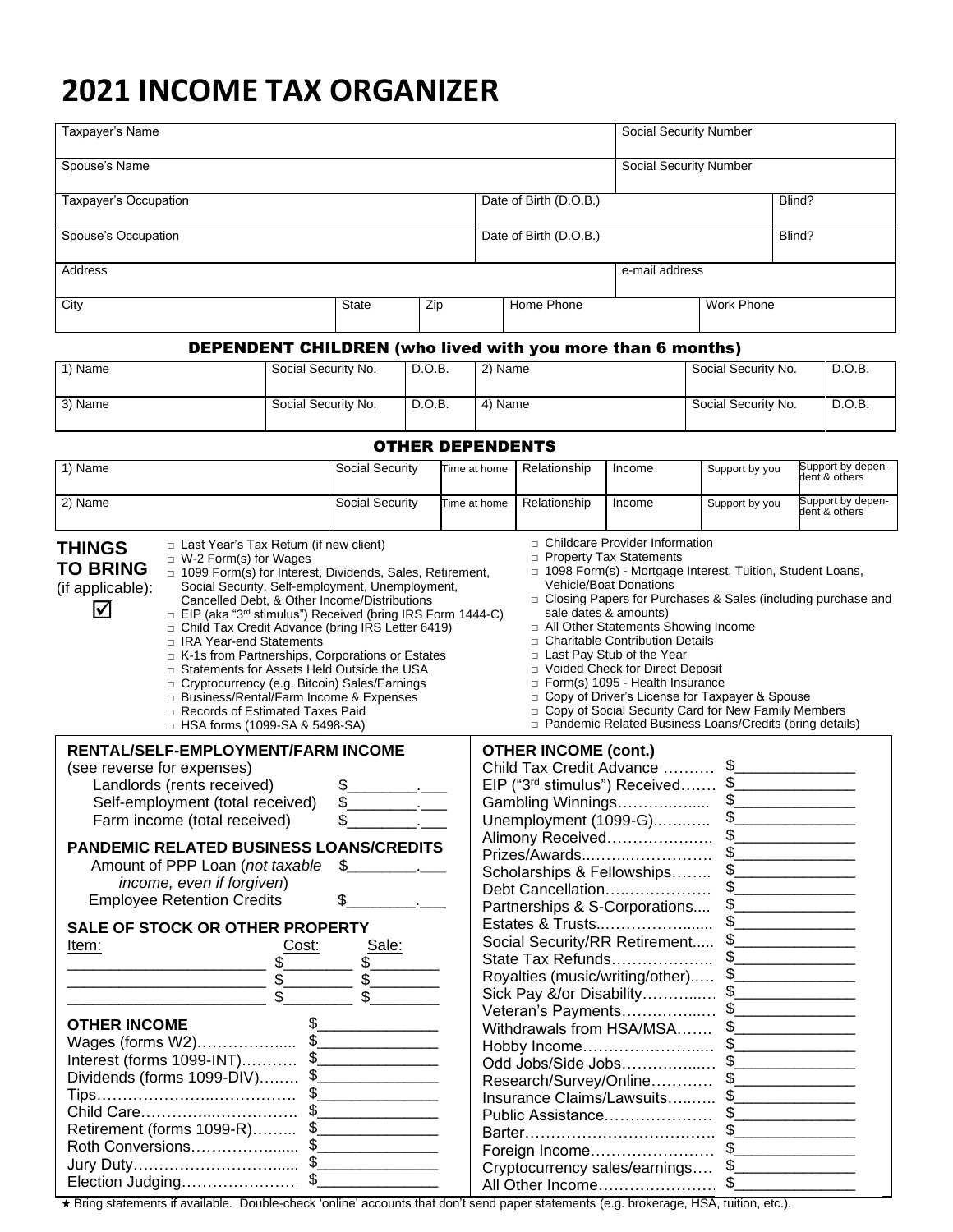# 2021 INCOME TAX ORGANIZER

| Taxpayer's Name | | | Social Security Number | |
|---|---|---|---|---|
| Spouse's Name | | | Social Security Number | |
| Taxpayer's Occupation | | Date of Birth (D.O.B.) | | Blind? |
| Spouse's Occupation | | Date of Birth (D.O.B.) | | Blind? |
| Address | | | e-mail address | |

| City | State | Zip | Home Phone | Work Phone |
|---|---|---|---|---|
| | | | | |

## DEPENDENT CHILDREN (who lived with you more than 6 months)

| 1) Name | Social Security No. | D.O.B. | 2) Name | Social Security No. | D.O.B. |
|---|---|---|---|---|---|
| 3) Name | Social Security No. | D.O.B. | 4) Name | Social Security No. | D.O.B. |

## OTHER DEPENDENTS

| 1) Name | Social Security | Time at home | Relationship | Income | Support by you | Support by dependent & others |
|---|---|---|---|---|---|---|
| 2) Name | Social Security | Time at home | Relationship | Income | Support by you | Support by dependent & others |

**THINGS TO BRING** (if applicable): ☑

- □ Last Year's Tax Return (if new client)
- □ W-2 Form(s) for Wages
- □ 1099 Form(s) for Interest, Dividends, Sales, Retirement, Social Security, Self-employment, Unemployment, Cancelled Debt, & Other Income/Distributions
- □ EIP (aka "3rd stimulus") Received (bring IRS Form 1444-C)
- □ Child Tax Credit Advance (bring IRS Letter 6419)
- □ IRA Year-end Statements
- □ K-1s from Partnerships, Corporations or Estates
- □ Statements for Assets Held Outside the USA
- □ Cryptocurrency (e.g. Bitcoin) Sales/Earnings
- □ Business/Rental/Farm Income & Expenses
- □ Records of Estimated Taxes Paid
- □ HSA forms (1099-SA & 5498-SA)
- □ Childcare Provider Information
- □ Property Tax Statements
- □ 1098 Form(s) - Mortgage Interest, Tuition, Student Loans, Vehicle/Boat Donations
- □ Closing Papers for Purchases & Sales (including purchase and sale dates & amounts)
- □ All Other Statements Showing Income
- □ Charitable Contribution Details
- □ Last Pay Stub of the Year
- □ Voided Check for Direct Deposit
- □ Form(s) 1095 - Health Insurance
- □ Copy of Driver's License for Taxpayer & Spouse
- □ Copy of Social Security Card for New Family Members
- □ Pandemic Related Business Loans/Credits (bring details)

### RENTAL/SELF-EMPLOYMENT/FARM INCOME

(see reverse for expenses)

- Landlords (rents received) $________.___
- Self-employment (total received) $________.___
- Farm income (total received) $________.___

### PANDEMIC RELATED BUSINESS LOANS/CREDITS

- Amount of PPP Loan (*not taxable income, even if forgiven*) $________.___
- Employee Retention Credits $________.___

### SALE OF STOCK OR OTHER PROPERTY

| Item: | Cost: | Sale: |
|---|---|---|
| ____________________ | $________ | $________ |
| ____________________ | $________ | $________ |
| ____________________ | $________ | $________ |

### OTHER INCOME

$______________

- Wages (forms W2)……………… $______________
- Interest (forms 1099-INT)……… $______________
- Dividends (forms 1099-DIV)…… $______________
- Tips……………………………… $______________
- Child Care……………………… $______________
- Retirement (forms 1099-R)……… $______________
- Roth Conversions……………… $______________
- Jury Duty………………………… $______________
- Election Judging………………… $______________

### OTHER INCOME (cont.)

- Child Tax Credit Advance ……… $______________
- EIP ("3rd stimulus") Received…… $______________
- Gambling Winnings……………… $______________
- Unemployment (1099-G)………… $______________
- Alimony Received………………… $______________
- Prizes/Awards…………………… $______________
- Scholarships & Fellowships…….. $______________
- Debt Cancellation………………… $______________
- Partnerships & S-Corporations.... $______________
- Estates & Trusts………………… $______________
- Social Security/RR Retirement..... $______________
- State Tax Refunds………………… $______________
- Royalties (music/writing/other)…. $______________
- Sick Pay &/or Disability………… $______________
- Veteran's Payments……………… $______________
- Withdrawals from HSA/MSA……. $______________
- Hobby Income……………………… $______________
- Odd Jobs/Side Jobs……………… $______________
- Research/Survey/Online………… $______________
- Insurance Claims/Lawsuits……… $______________
- Public Assistance………………… $______________
- Barter……………………………… $______________
- Foreign Income…………………… $______________
- Cryptocurrency sales/earnings…. $______________
- All Other Income………………… $______________

★ Bring statements if available. Double-check 'online' accounts that don't send paper statements (e.g. brokerage, HSA, tuition, etc.).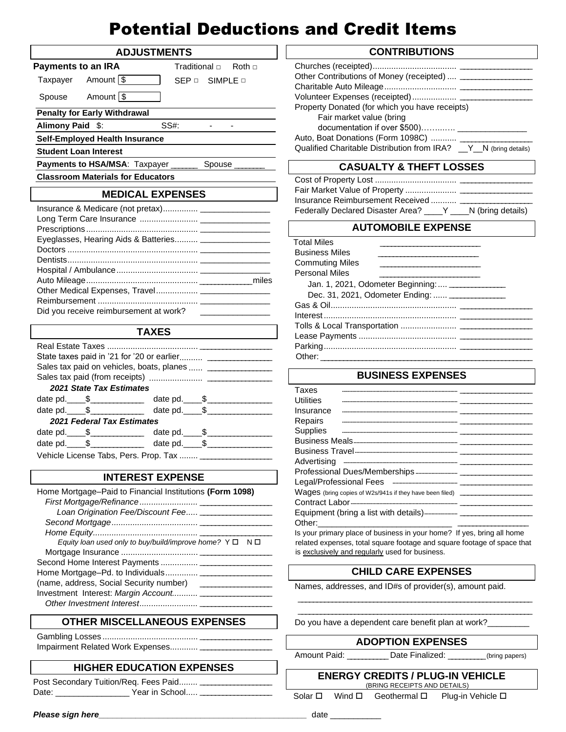# Potential Deductions and Credit Items

## ADJUSTMENTS

**Payments to an IRA** Traditional □ Roth □

Taxpayer Amount $ SEP □ SIMPLE □

Spouse Amount $

**Penalty for Early Withdrawal**

**Alimony Paid** $: SS#: - -

**Self-Employed Health Insurance**

**Student Loan Interest**

**Payments to HSA/MSA**: Taxpayer ______ Spouse _______

**Classroom Materials for Educators**

## MEDICAL EXPENSES

Insurance & Medicare (not pretax)............... _______________

Long Term Care Insurance ......................... _______________

Prescriptions................................................ _______________

Eyeglasses, Hearing Aids & Batteries.......... _______________

Doctors ........................................................ _______________

Dentists........................................................ _______________

Hospital / Ambulance................................... _______________

Auto Mileage................................................ ____________miles

Other Medical Expenses, Travel.................. _______________

Reimbursement ........................................... _______________

Did you receive reimbursement at work? _______________

## TAXES

Real Estate Taxes ....................................... _______________

State taxes paid in '21 for '20 or earlier.......... _______________

Sales tax paid on vehicles, boats, planes ...... _______________

Sales tax paid (from receipts) ....................... _______________

***2021 State Tax Estimates***

date pd.____$____________ date pd.____$_______________

date pd.____$____________ date pd.____$_______________

***2021 Federal Tax Estimates***

date pd.____$____________ date pd.____$_______________

date pd.____$____________ date pd.____$_______________

Vehicle License Tabs, Pers. Prop. Tax ........ _______________

## INTEREST EXPENSE

Home Mortgage–Paid to Financial Institutions **(Form 1098)**

*First Mortgage/Refinance*......................... _______________

*Loan Origination Fee/Discount Fee*..... _______________

*Second Mortgage*..................................... _______________

*Home Equity*............................................. _______________

*Equity loan used only to buy/build/improve home?* Y ☐ N ☐

Mortgage Insurance ................................. _______________

Second Home Interest Payments ................ _______________

Home Mortgage–Pd. to Individuals.............. _______________

(name, address, Social Security number) _______________

Investment Interest: *Margin Account*........... _______________

*Other Investment Interest*......................... _______________

## OTHER MISCELLANEOUS EXPENSES

Gambling Losses......................................... _______________

Impairment Related Work Expenses............ _______________

## HIGHER EDUCATION EXPENSES

Post Secondary Tuition/Req. Fees Paid........ _______________

Date: ________________ Year in School..... _______________

## CONTRIBUTIONS

Churches (receipted).................................... _______________

Other Contributions of Money (receipted) .... _______________

Charitable Auto Mileage............................... _______________

Volunteer Expenses (receipted)................... _______________

Property Donated (for which you have receipts)

Fair market value (bring documentation if over $500)……..….. _______________

Auto, Boat Donations (Form 1098C) ........... _______________

Qualified Charitable Distribution from IRA? __Y__N (bring details)

## CASUALTY & THEFT LOSSES

Cost of Property Lost ................................... _______________

Fair Market Value of Property ...................... _______________

Insurance Reimbursement Received ........... _______________

Federally Declared Disaster Area? ____Y ____N (bring details)

## AUTOMOBILE EXPENSE

Total Miles _______________________

Business Miles _______________________

Commuting Miles _______________________

Personal Miles _______________________

Jan. 1, 2021, Odometer Beginning:.... _____________

Dec. 31, 2021, Odometer Ending: ...... _____________

Gas & Oil...................................................... _______________

Interest......................................................... _______________

Tolls & Local Transportation ........................ _______________

Lease Payments .......................................... _______________

Parking......................................................... _______________

Other: _______________________________________________

## BUSINESS EXPENSES

Taxes ................................ _______________

Utilities ................................ _______________

Insurance ................................ _______________

Repairs ................................ _______________

Supplies ................................ _______________

Business Meals................................ _______________

Business Travel................................ _______________

Advertising ................................ _______________

Professional Dues/Memberships................ _______________

Legal/Professional Fees ................ _______________

Wages (bring copies of W2s/941s if they have been filed) _______________

Contract Labor................................ _______________

Equipment (bring a list with details).............. _______________

Other:_______________________________ _______________

Is your primary place of business in your home? If yes, bring all home related expenses, total square footage and square footage of space that is exclusively and regularly used for business.

## CHILD CARE EXPENSES

Names, addresses, and ID#s of provider(s), amount paid.

_______________________________________________________

_______________________________________________________

Do you have a dependent care benefit plan at work?_________

## ADOPTION EXPENSES

Amount Paid: _________ Date Finalized: ________(bring papers)

## ENERGY CREDITS / PLUG-IN VEHICLE

(BRING RECEIPTS AND DETAILS)

Solar ☐ Wind ☐ Geothermal ☐ Plug-in Vehicle ☐

***Please sign here***_____________________________________________ date ___________